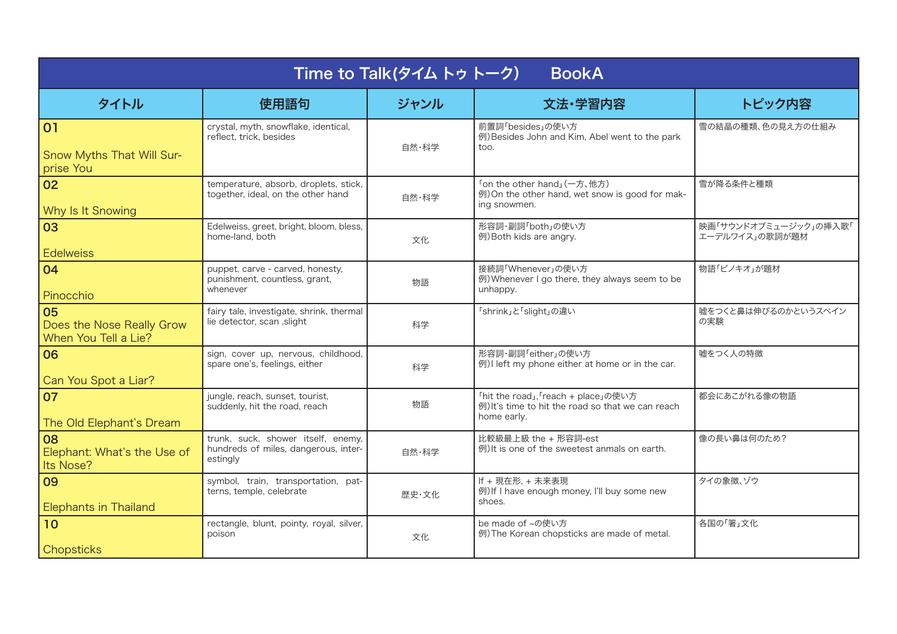# Time to Talk(タイム トゥ トーク)　BookA

| タイトル | 使用語句 | ジャンル | 文法・学習内容 | トピック内容 |
|---|---|---|---|---|
| **01** Snow Myths That Will Surprise You | crystal, myth, snowflake, identical, reflect, trick, besides | 自然・科学 | 前置詞「besides」の使い方<br>例)Besides John and Kim, Abel went to the park too. | 雪の結晶の種類、色の見え方の仕組み |
| **02** Why Is It Snowing | temperature, absorb, droplets, stick, together, ideal, on the other hand | 自然・科学 | 「on the other hand」(一方、他方)<br>例)On the other hand, wet snow is good for making snowmen. | 雪が降る条件と種類 |
| **03** Edelweiss | Edelweiss, greet, bright, bloom, bless, home-land, both | 文化 | 形容詞・副詞「both」の使い方<br>例)Both kids are angry. | 映画「サウンドオブミュージック」の挿入歌「エーデルワイス」の歌詞が題材 |
| **04** Pinocchio | puppet, carve - carved, honesty, punishment, countless, grant, whenever | 物語 | 接続詞「Whenever」の使い方<br>例)Whenever I go there, they always seem to be unhappy. | 物語「ピノキオ」が題材 |
| **05** Does the Nose Really Grow When You Tell a Lie? | fairy tale, investigate, shrink, thermal lie detector, scan ,slight | 科学 | 「shrink」と「slight」の違い | 嘘をつくと鼻は伸びるのかというスペインの実験 |
| **06** Can You Spot a Liar? | sign, cover up, nervous, childhood, spare one's, feelings, either | 科学 | 形容詞・副詞「either」の使い方<br>例)I left my phone either at home or in the car. | 嘘をつく人の特徴 |
| **07** The Old Elephant's Dream | jungle, reach, sunset, tourist, suddenly, hit the road, reach | 物語 | 「hit the road」,「reach + place」の使い方<br>例)It's time to hit the road so that we can reach home early. | 都会にあこがれる像の物語 |
| **08** Elephant: What's the Use of Its Nose? | trunk, suck, shower itself, enemy, hundreds of miles, dangerous, interestingly | 自然・科学 | 比較級最上級 the + 形容詞-est<br>例)It is one of the sweetest anmals on earth. | 像の長い鼻は何のため? |
| **09** Elephants in Thailand | symbol, train, transportation, patterns, temple, celebrate | 歴史・文化 | If + 現在形, + 未来表現<br>例)If I have enough money, I'll buy some new shoes. | タイの象徴、ゾウ |
| **10** Chopsticks | rectangle, blunt, pointy, royal, silver, poison | 文化 | be made of ~の使い方<br>例)The Korean chopsticks are made of metal. | 各国の「箸」文化 |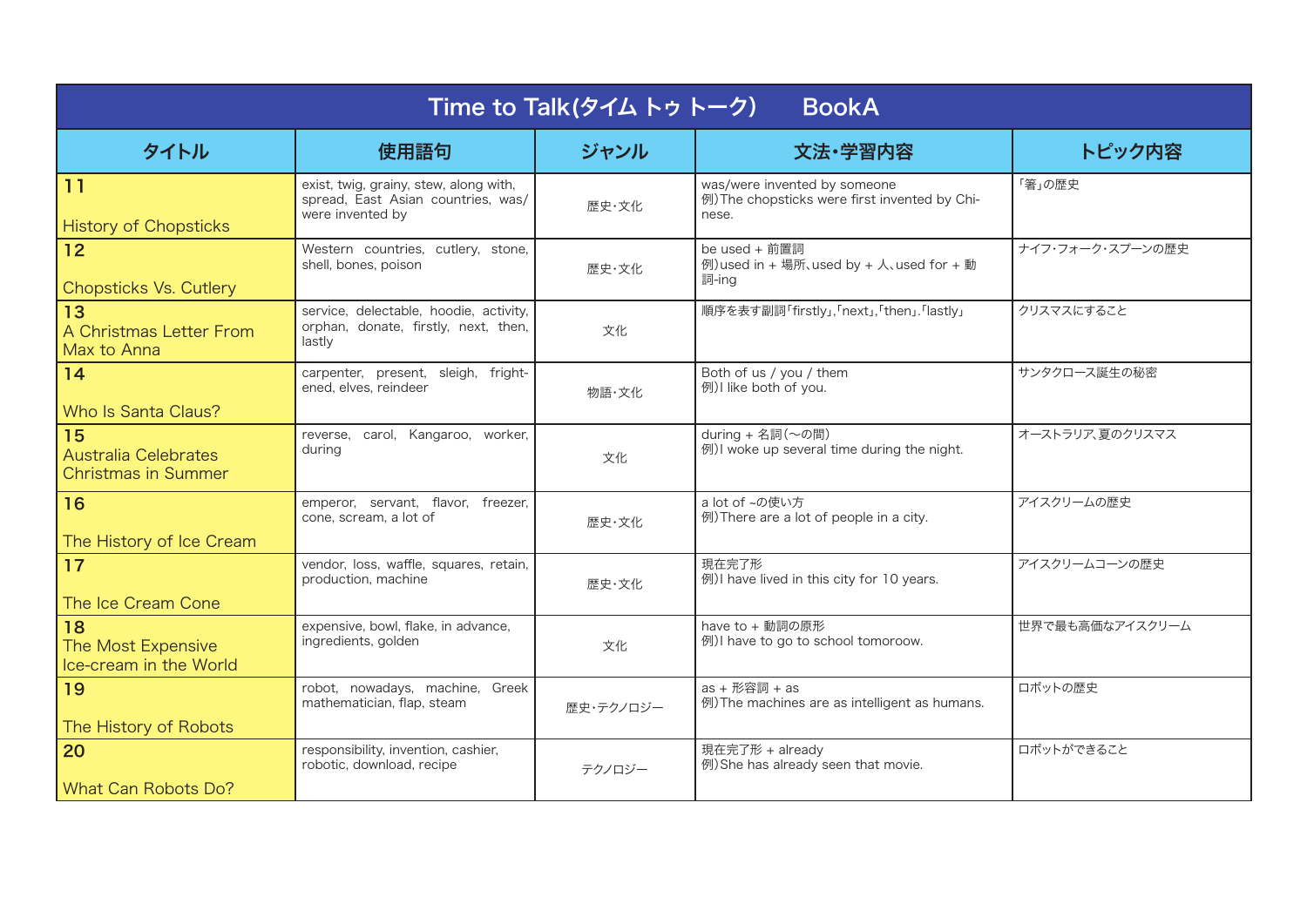| Time to Talk(タイム トゥ トーク)　BookA | | | | |
|---|---|---|---|---|
| タイトル | 使用語句 | ジャンル | 文法・学習内容 | トピック内容 |
| 11<br>History of Chopsticks | exist, twig, grainy, stew, along with, spread, East Asian countries, was/were invented by | 歴史・文化 | was/were invented by someone<br>例)The chopsticks were first invented by Chinese. | 「箸」の歴史 |
| 12<br>Chopsticks Vs. Cutlery | Western countries, cutlery, stone, shell, bones, poison | 歴史・文化 | be used + 前置詞<br>例)used in + 場所、used by + 人、used for + 動詞-ing | ナイフ・フォーク・スプーンの歴史 |
| 13<br>A Christmas Letter From Max to Anna | service, delectable, hoodie, activity, orphan, donate, firstly, next, then, lastly | 文化 | 順序を表す副詞「firstly」,「next」,「then」.「lastly」 | クリスマスにすること |
| 14<br>Who Is Santa Claus? | carpenter, present, sleigh, frightened, elves, reindeer | 物語・文化 | Both of us / you / them<br>例)I like both of you. | サンタクロース誕生の秘密 |
| 15<br>Australia Celebrates Christmas in Summer | reverse, carol, Kangaroo, worker, during | 文化 | during + 名詞(〜の間)<br>例)I woke up several time during the night. | オーストラリア、夏のクリスマス |
| 16<br>The History of Ice Cream | emperor, servant, flavor, freezer, cone, scream, a lot of | 歴史・文化 | a lot of ~の使い方<br>例)There are a lot of people in a city. | アイスクリームの歴史 |
| 17<br>The Ice Cream Cone | vendor, loss, waffle, squares, retain, production, machine | 歴史・文化 | 現在完了形<br>例)I have lived in this city for 10 years. | アイスクリームコーンの歴史 |
| 18<br>The Most Expensive Ice-cream in the World | expensive, bowl, flake, in advance, ingredients, golden | 文化 | have to + 動詞の原形<br>例)I have to go to school tomoroow. | 世界で最も高価なアイスクリーム |
| 19<br>The History of Robots | robot, nowadays, machine, Greek mathematician, flap, steam | 歴史・テクノロジー | as + 形容詞 + as<br>例)The machines are as intelligent as humans. | ロボットの歴史 |
| 20<br>What Can Robots Do? | responsibility, invention, cashier, robotic, download, recipe | テクノロジー | 現在完了形 + already<br>例)She has already seen that movie. | ロボットができること |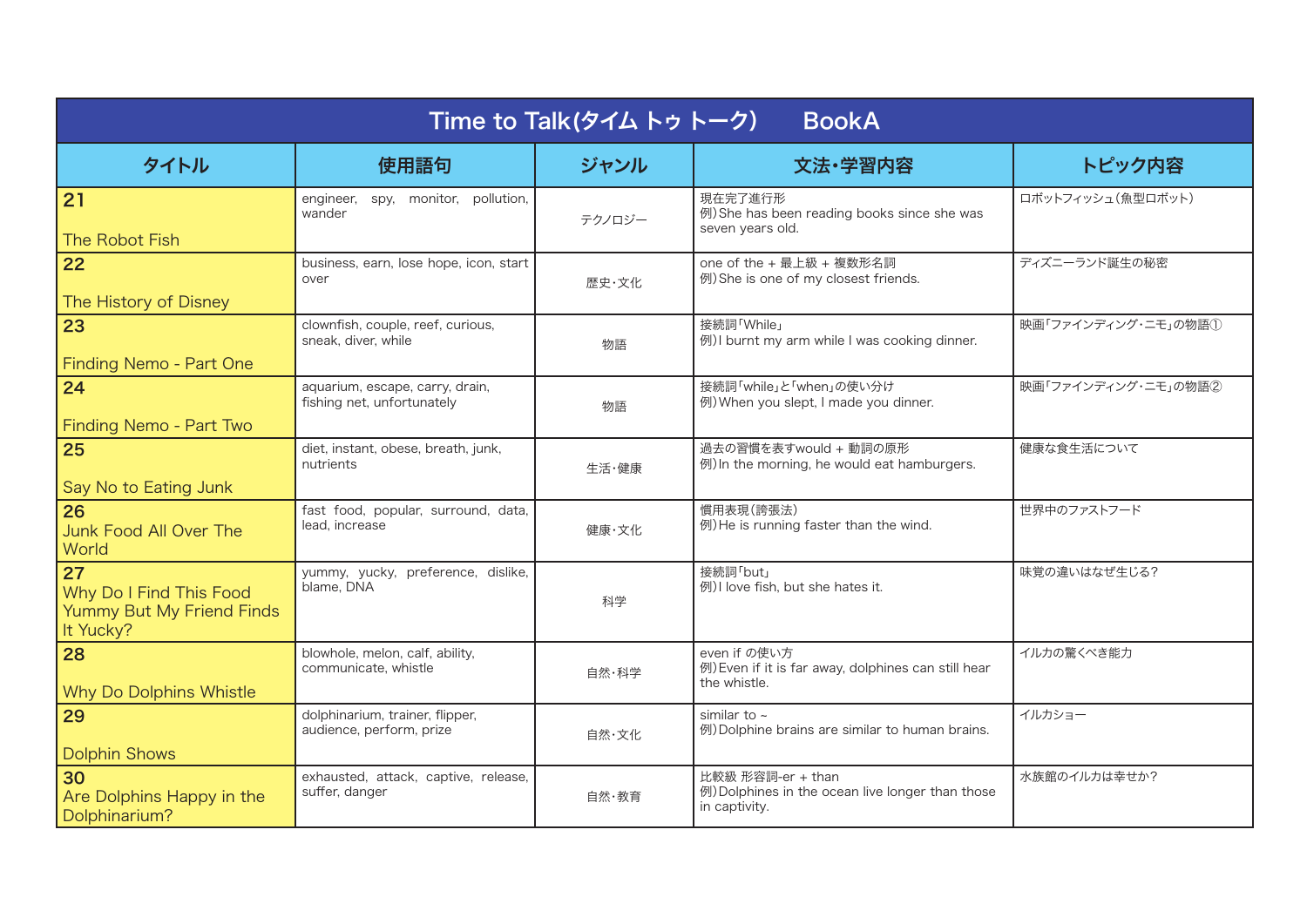| Time to Talk(タイム トゥ トーク)　　BookA | | | | |
|---|---|---|---|---|
| タイトル | 使用語句 | ジャンル | 文法・学習内容 | トピック内容 |
| **21** The Robot Fish | engineer, spy, monitor, pollution, wander | テクノロジー | 現在完了進行形<br>例)She has been reading books since she was seven years old. | ロボットフィッシュ(魚型ロボット) |
| **22** The History of Disney | business, earn, lose hope, icon, start over | 歴史・文化 | one of the + 最上級 + 複数形名詞<br>例)She is one of my closest friends. | ディズニーランド誕生の秘密 |
| **23** Finding Nemo - Part One | clownfish, couple, reef, curious, sneak, diver, while | 物語 | 接続詞「While」<br>例)I burnt my arm while I was cooking dinner. | 映画「ファインディング・ニモ」の物語① |
| **24** Finding Nemo - Part Two | aquarium, escape, carry, drain, fishing net, unfortunately | 物語 | 接続詞「while」と「when」の使い分け<br>例)When you slept, I made you dinner. | 映画「ファインディング・ニモ」の物語② |
| **25** Say No to Eating Junk | diet, instant, obese, breath, junk, nutrients | 生活・健康 | 過去の習慣を表すwould + 動詞の原形<br>例)In the morning, he would eat hamburgers. | 健康な食生活について |
| **26** Junk Food All Over The World | fast food, popular, surround, data, lead, increase | 健康・文化 | 慣用表現(誇張法)<br>例)He is running faster than the wind. | 世界中のファストフード |
| **27** Why Do I Find This Food Yummy But My Friend Finds It Yucky? | yummy, yucky, preference, dislike, blame, DNA | 科学 | 接続詞「but」<br>例)I love fish, but she hates it. | 味覚の違いはなぜ生じる? |
| **28** Why Do Dolphins Whistle | blowhole, melon, calf, ability, communicate, whistle | 自然・科学 | even if の使い方<br>例)Even if it is far away, dolphines can still hear the whistle. | イルカの驚くべき能力 |
| **29** Dolphin Shows | dolphinarium, trainer, flipper, audience, perform, prize | 自然・文化 | similar to ~<br>例)Dolphine brains are similar to human brains. | イルカショー |
| **30** Are Dolphins Happy in the Dolphinarium? | exhausted, attack, captive, release, suffer, danger | 自然・教育 | 比較級 形容詞-er + than<br>例)Dolphines in the ocean live longer than those in captivity. | 水族館のイルカは幸せか? |